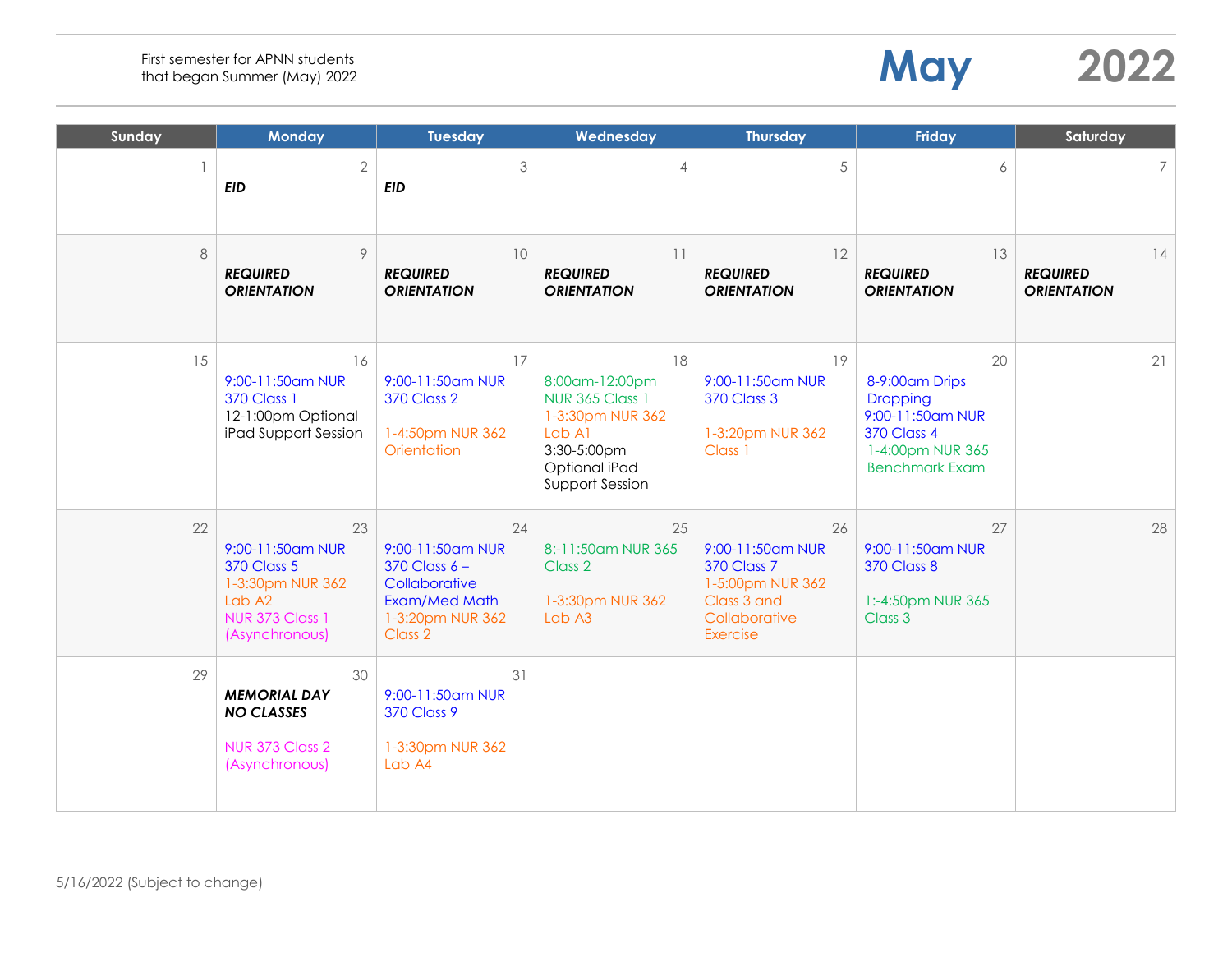First semester for APNN students
that began Summer (May) 2022

# May 2022

| Sunday | Monday | Tuesday | Wednesday | Thursday | Friday | Saturday |
|---|---|---|---|---|---|---|
| 1 | 2<br>***EID*** | 3<br>***EID*** | 4 | 5 | 6 | 7 |
| 8 | 9<br>***REQUIRED ORIENTATION*** | 10<br>***REQUIRED ORIENTATION*** | 11<br>***REQUIRED ORIENTATION*** | 12<br>***REQUIRED ORIENTATION*** | 13<br>***REQUIRED ORIENTATION*** | 14<br>***REQUIRED ORIENTATION*** |
| 15 | 16<br>9:00-11:50am NUR 370 Class 1<br>12-1:00pm Optional iPad Support Session | 17<br>9:00-11:50am NUR 370 Class 2<br>1-4:50pm NUR 362 Orientation | 18<br>8:00am-12:00pm NUR 365 Class 1<br>1-3:30pm NUR 362 Lab A1<br>3:30-5:00pm Optional iPad Support Session | 19<br>9:00-11:50am NUR 370 Class 3<br>1-3:20pm NUR 362 Class 1 | 20<br>8-9:00am Drips Dropping<br>9:00-11:50am NUR 370 Class 4<br>1-4:00pm NUR 365 Benchmark Exam | 21 |
| 22 | 23<br>9:00-11:50am NUR 370 Class 5<br>1-3:30pm NUR 362 Lab A2<br>NUR 373 Class 1 (Asynchronous) | 24<br>9:00-11:50am NUR 370 Class 6 – Collaborative Exam/Med Math<br>1-3:20pm NUR 362 Class 2 | 25<br>8:-11:50am NUR 365 Class 2<br>1-3:30pm NUR 362 Lab A3 | 26<br>9:00-11:50am NUR 370 Class 7<br>1-5:00pm NUR 362 Class 3 and Collaborative Exercise | 27<br>9:00-11:50am NUR 370 Class 8<br>1:-4:50pm NUR 365 Class 3 | 28 |
| 29 | 30<br>***MEMORIAL DAY NO CLASSES***<br>NUR 373 Class 2 (Asynchronous) | 31<br>9:00-11:50am NUR 370 Class 9<br>1-3:30pm NUR 362 Lab A4 | | | | |

5/16/2022 (Subject to change)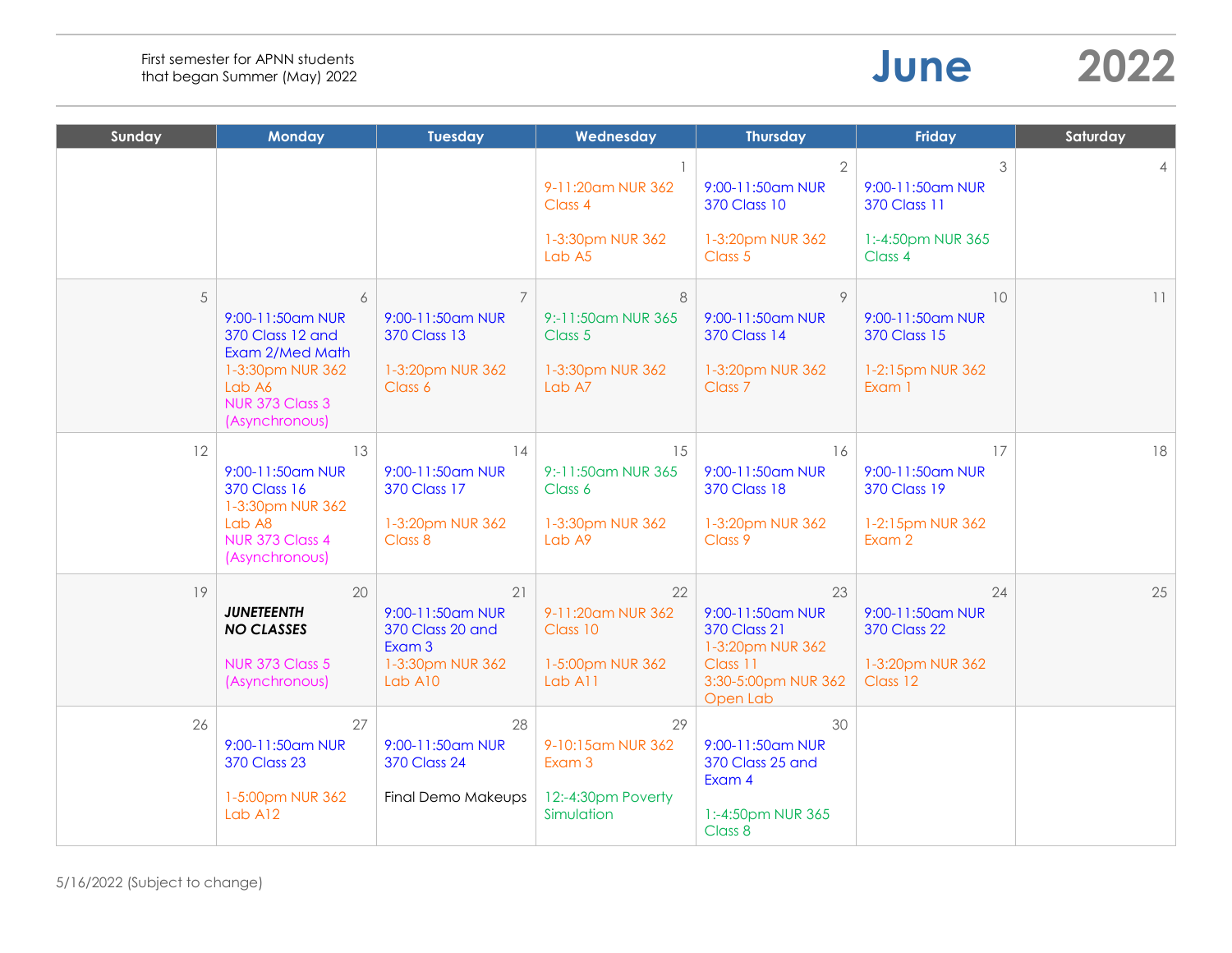First semester for APNN students that began Summer (May) 2022

# June 2022

| Sunday | Monday | Tuesday | Wednesday | Thursday | Friday | Saturday |
|---|---|---|---|---|---|---|
| | | | 1<br>9-11:20am NUR 362 Class 4<br><br>1-3:30pm NUR 362 Lab A5 | 2<br>9:00-11:50am NUR 370 Class 10<br><br>1-3:20pm NUR 362 Class 5 | 3<br>9:00-11:50am NUR 370 Class 11<br><br>1:-4:50pm NUR 365 Class 4 | 4 |
| 5 | 6<br>9:00-11:50am NUR 370 Class 12 and Exam 2/Med Math<br>1-3:30pm NUR 362 Lab A6<br>NUR 373 Class 3 (Asynchronous) | 7<br>9:00-11:50am NUR 370 Class 13<br><br>1-3:20pm NUR 362 Class 6 | 8<br>9:-11:50am NUR 365 Class 5<br><br>1-3:30pm NUR 362 Lab A7 | 9<br>9:00-11:50am NUR 370 Class 14<br><br>1-3:20pm NUR 362 Class 7 | 10<br>9:00-11:50am NUR 370 Class 15<br><br>1-2:15pm NUR 362 Exam 1 | 11 |
| 12 | 13<br>9:00-11:50am NUR 370 Class 16<br>1-3:30pm NUR 362 Lab A8<br>NUR 373 Class 4 (Asynchronous) | 14<br>9:00-11:50am NUR 370 Class 17<br><br>1-3:20pm NUR 362 Class 8 | 15<br>9:-11:50am NUR 365 Class 6<br><br>1-3:30pm NUR 362 Lab A9 | 16<br>9:00-11:50am NUR 370 Class 18<br><br>1-3:20pm NUR 362 Class 9 | 17<br>9:00-11:50am NUR 370 Class 19<br><br>1-2:15pm NUR 362 Exam 2 | 18 |
| 19 | 20<br>***JUNETEENTH NO CLASSES***<br><br>NUR 373 Class 5 (Asynchronous) | 21<br>9:00-11:50am NUR 370 Class 20 and Exam 3<br>1-3:30pm NUR 362 Lab A10 | 22<br>9-11:20am NUR 362 Class 10<br><br>1-5:00pm NUR 362 Lab A11 | 23<br>9:00-11:50am NUR 370 Class 21<br>1-3:20pm NUR 362 Class 11<br>3:30-5:00pm NUR 362 Open Lab | 24<br>9:00-11:50am NUR 370 Class 22<br><br>1-3:20pm NUR 362 Class 12 | 25 |
| 26 | 27<br>9:00-11:50am NUR 370 Class 23<br><br>1-5:00pm NUR 362 Lab A12 | 28<br>9:00-11:50am NUR 370 Class 24<br><br>Final Demo Makeups | 29<br>9-10:15am NUR 362 Exam 3<br><br>12:-4:30pm Poverty Simulation | 30<br>9:00-11:50am NUR 370 Class 25 and Exam 4<br><br>1:-4:50pm NUR 365 Class 8 | | |

5/16/2022 (Subject to change)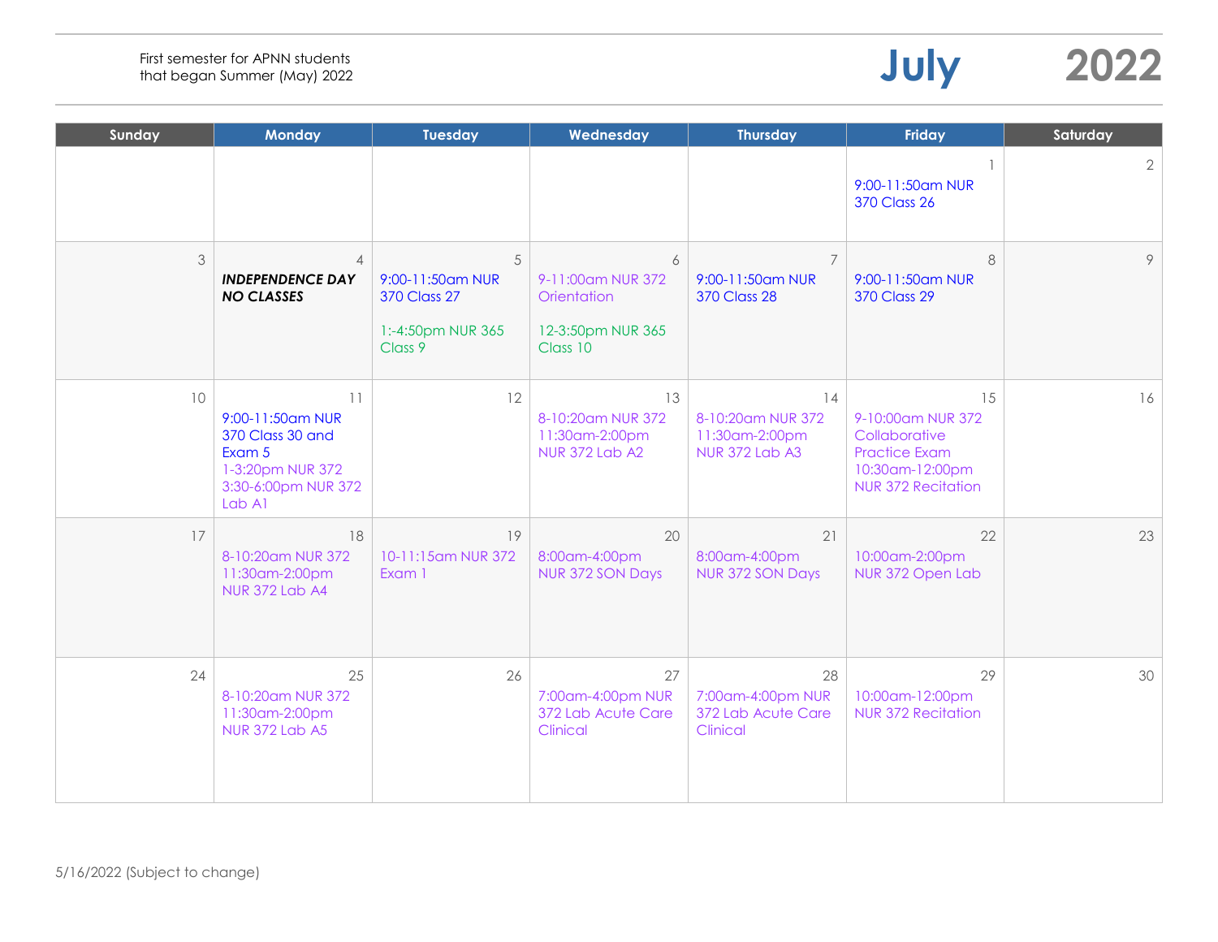First semester for APNN students that began Summer (May) 2022

# July 2022

| Sunday | Monday | Tuesday | Wednesday | Thursday | Friday | Saturday |
|---|---|---|---|---|---|---|
| | | | | | 1<br>9:00-11:50am NUR 370 Class 26 | 2 |
| 3 | 4<br>***INDEPENDENCE DAY NO CLASSES*** | 5<br>9:00-11:50am NUR 370 Class 27<br><br>1:-4:50pm NUR 365 Class 9 | 6<br>9-11:00am NUR 372 Orientation<br><br>12-3:50pm NUR 365 Class 10 | 7<br>9:00-11:50am NUR 370 Class 28 | 8<br>9:00-11:50am NUR 370 Class 29 | 9 |
| 10 | 11<br>9:00-11:50am NUR 370 Class 30 and Exam 5<br>1-3:20pm NUR 372<br>3:30-6:00pm NUR 372 Lab A1 | 12 | 13<br>8-10:20am NUR 372<br>11:30am-2:00pm NUR 372 Lab A2 | 14<br>8-10:20am NUR 372<br>11:30am-2:00pm NUR 372 Lab A3 | 15<br>9-10:00am NUR 372 Collaborative Practice Exam<br>10:30am-12:00pm NUR 372 Recitation | 16 |
| 17 | 18<br>8-10:20am NUR 372<br>11:30am-2:00pm NUR 372 Lab A4 | 19<br>10-11:15am NUR 372 Exam 1 | 20<br>8:00am-4:00pm NUR 372 SON Days | 21<br>8:00am-4:00pm NUR 372 SON Days | 22<br>10:00am-2:00pm NUR 372 Open Lab | 23 |
| 24 | 25<br>8-10:20am NUR 372<br>11:30am-2:00pm NUR 372 Lab A5 | 26 | 27<br>7:00am-4:00pm NUR 372 Lab Acute Care Clinical | 28<br>7:00am-4:00pm NUR 372 Lab Acute Care Clinical | 29<br>10:00am-12:00pm NUR 372 Recitation | 30 |

5/16/2022 (Subject to change)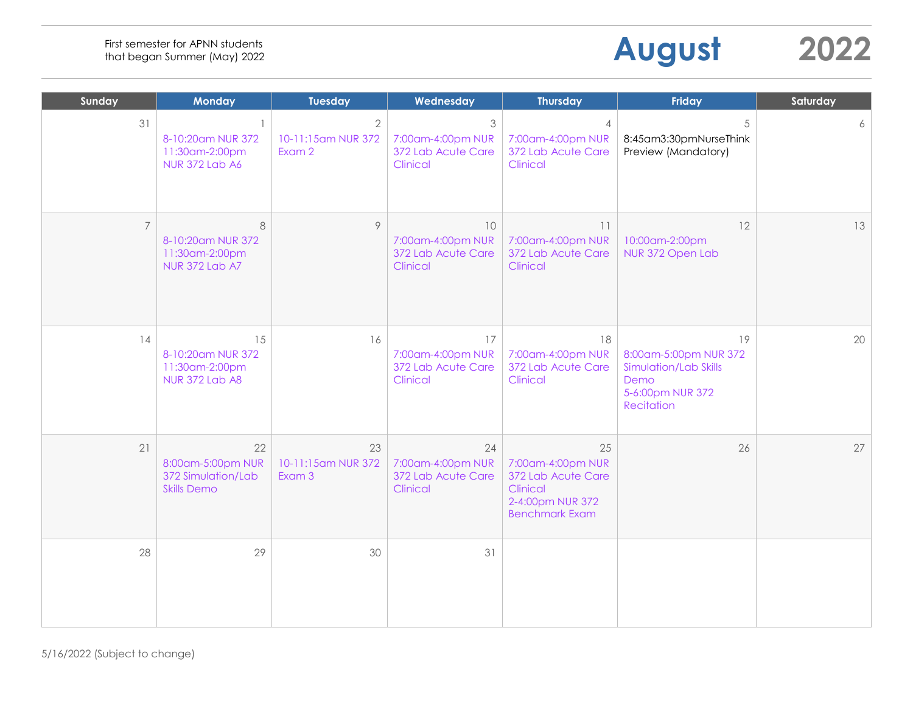First semester for APNN students that began Summer (May) 2022

# August 2022

| Sunday | Monday | Tuesday | Wednesday | Thursday | Friday | Saturday |
|---|---|---|---|---|---|---|
| 31 | 1 8-10:20am NUR 372 11:30am-2:00pm NUR 372 Lab A6 | 2 10-11:15am NUR 372 Exam 2 | 3 7:00am-4:00pm NUR 372 Lab Acute Care Clinical | 4 7:00am-4:00pm NUR 372 Lab Acute Care Clinical | 5 8:45am3:30pmNurseThink Preview (Mandatory) | 6 |
| 7 | 8 8-10:20am NUR 372 11:30am-2:00pm NUR 372 Lab A7 | 9 | 10 7:00am-4:00pm NUR 372 Lab Acute Care Clinical | 11 7:00am-4:00pm NUR 372 Lab Acute Care Clinical | 12 10:00am-2:00pm NUR 372 Open Lab | 13 |
| 14 | 15 8-10:20am NUR 372 11:30am-2:00pm NUR 372 Lab A8 | 16 | 17 7:00am-4:00pm NUR 372 Lab Acute Care Clinical | 18 7:00am-4:00pm NUR 372 Lab Acute Care Clinical | 19 8:00am-5:00pm NUR 372 Simulation/Lab Skills Demo 5-6:00pm NUR 372 Recitation | 20 |
| 21 | 22 8:00am-5:00pm NUR 372 Simulation/Lab Skills Demo | 23 10-11:15am NUR 372 Exam 3 | 24 7:00am-4:00pm NUR 372 Lab Acute Care Clinical | 25 7:00am-4:00pm NUR 372 Lab Acute Care Clinical 2-4:00pm NUR 372 Benchmark Exam | 26 | 27 |
| 28 | 29 | 30 | 31 | | | |

5/16/2022 (Subject to change)